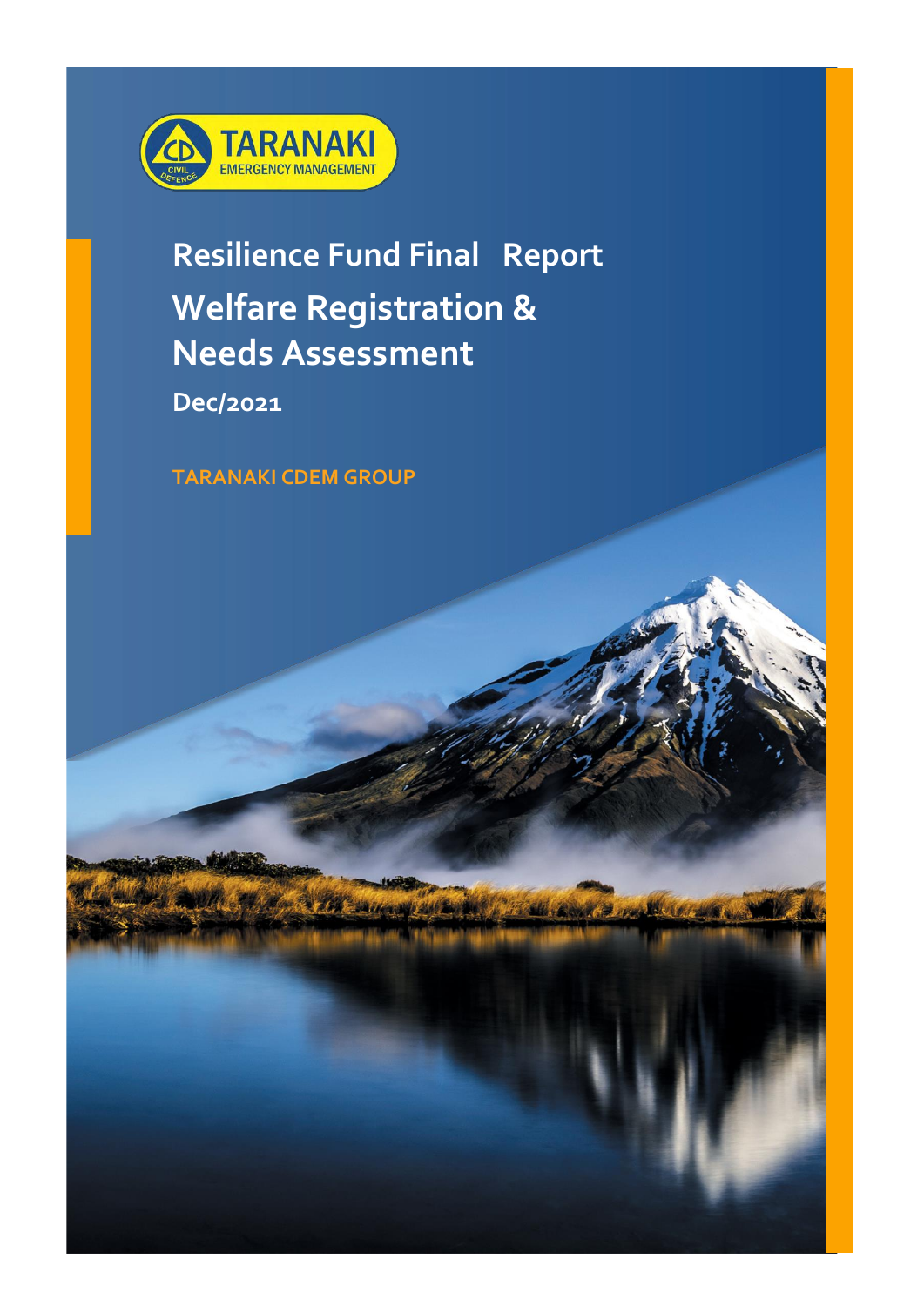TARANAKI EMERGENCY MANAGEMENT

CIVIL DEFENCE

# Resilience Fund Final Report

# Welfare Registration & Needs Assessment

**Dec/2021**

**TARANAKI CDEM GROUP**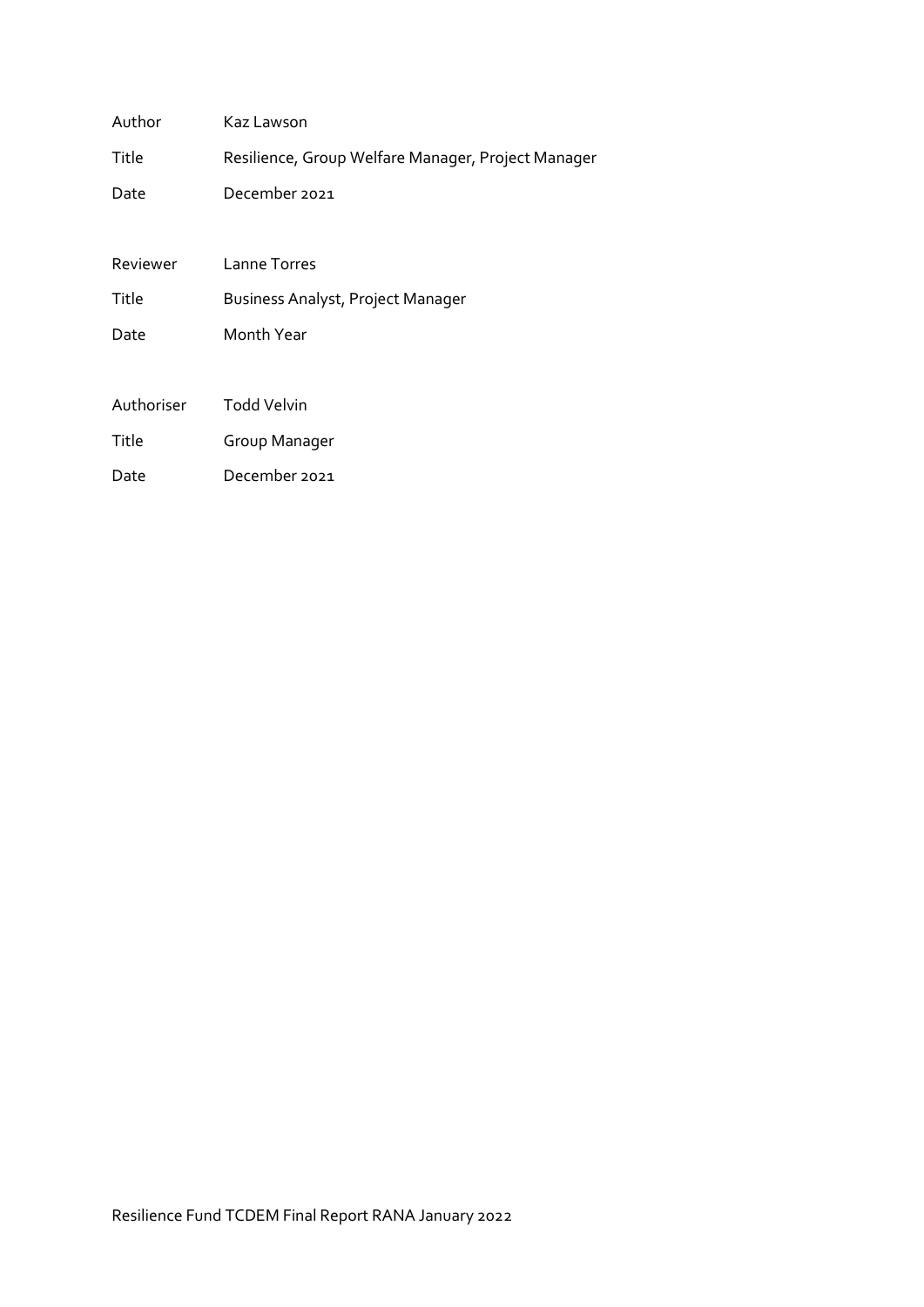| | |
|---|---|
| Author | Kaz Lawson |
| Title | Resilience, Group Welfare Manager, Project Manager |
| Date | December 2021 |
| | |
| Reviewer | Lanne Torres |
| Title | Business Analyst, Project Manager |
| Date | Month Year |
| | |
| Authoriser | Todd Velvin |
| Title | Group Manager |
| Date | December 2021 |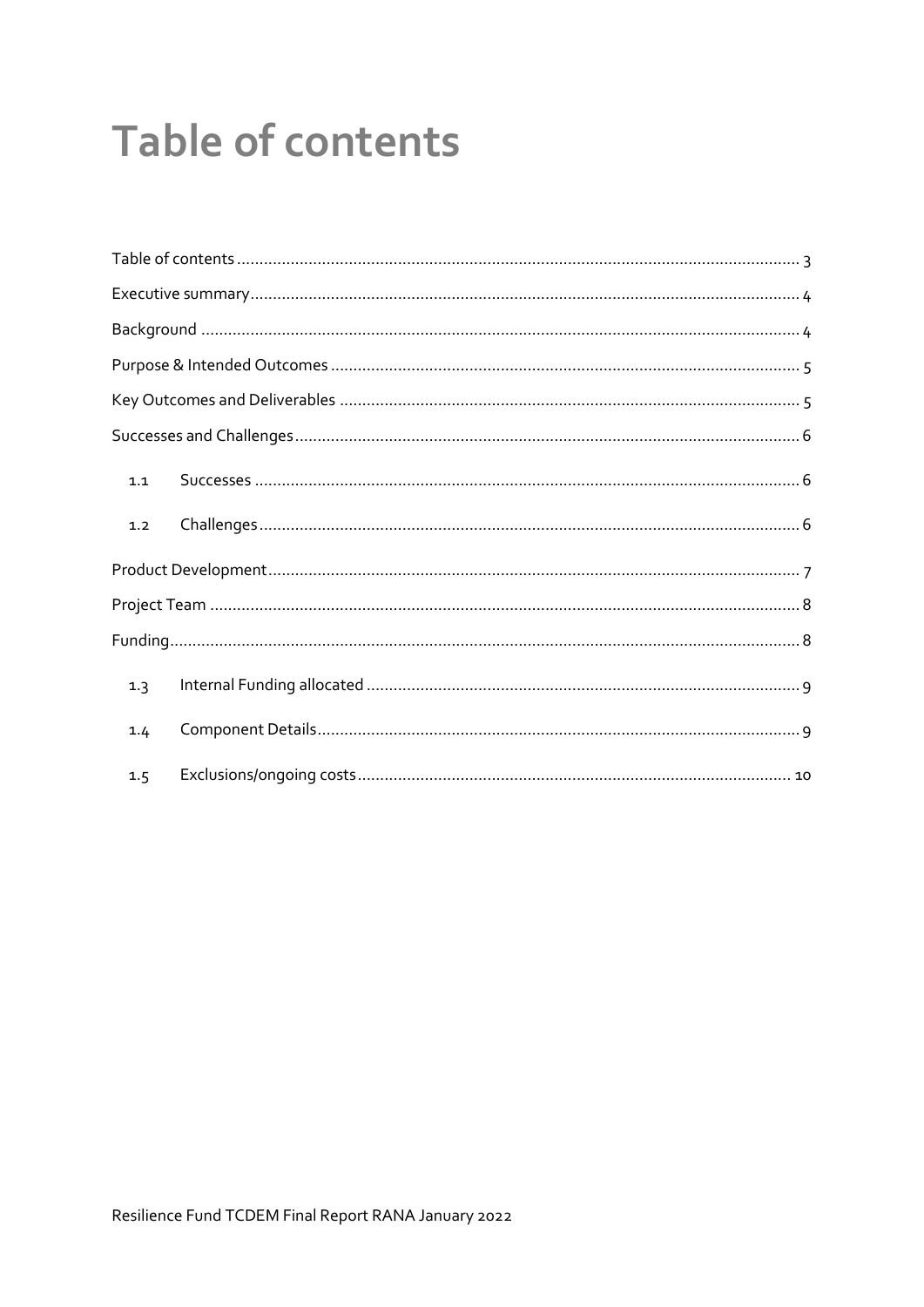# Table of contents

Table of contents ... 3

Executive summary ... 4

Background ... 4

Purpose & Intended Outcomes ... 5

Key Outcomes and Deliverables ... 5

Successes and Challenges ... 6

- 1.1 Successes ... 6
- 1.2 Challenges ... 6

Product Development ... 7

Project Team ... 8

Funding ... 8

- 1.3 Internal Funding allocated ... 9
- 1.4 Component Details ... 9
- 1.5 Exclusions/ongoing costs ... 10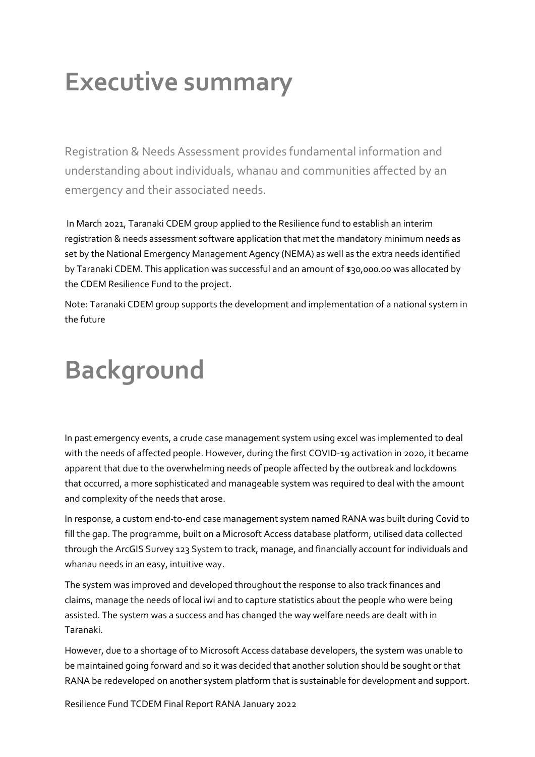# Executive summary

Registration & Needs Assessment provides fundamental information and understanding about individuals, whanau and communities affected by an emergency and their associated needs.

In March 2021, Taranaki CDEM group applied to the Resilience fund to establish an interim registration & needs assessment software application that met the mandatory minimum needs as set by the National Emergency Management Agency (NEMA) as well as the extra needs identified by Taranaki CDEM. This application was successful and an amount of $30,000.00 was allocated by the CDEM Resilience Fund to the project.

Note: Taranaki CDEM group supports the development and implementation of a national system in the future

# Background

In past emergency events, a crude case management system using excel was implemented to deal with the needs of affected people. However, during the first COVID-19 activation in 2020, it became apparent that due to the overwhelming needs of people affected by the outbreak and lockdowns that occurred, a more sophisticated and manageable system was required to deal with the amount and complexity of the needs that arose.

In response, a custom end-to-end case management system named RANA was built during Covid to fill the gap. The programme, built on a Microsoft Access database platform, utilised data collected through the ArcGIS Survey 123 System to track, manage, and financially account for individuals and whanau needs in an easy, intuitive way.

The system was improved and developed throughout the response to also track finances and claims, manage the needs of local iwi and to capture statistics about the people who were being assisted. The system was a success and has changed the way welfare needs are dealt with in Taranaki.

However, due to a shortage of to Microsoft Access database developers, the system was unable to be maintained going forward and so it was decided that another solution should be sought or that RANA be redeveloped on another system platform that is sustainable for development and support.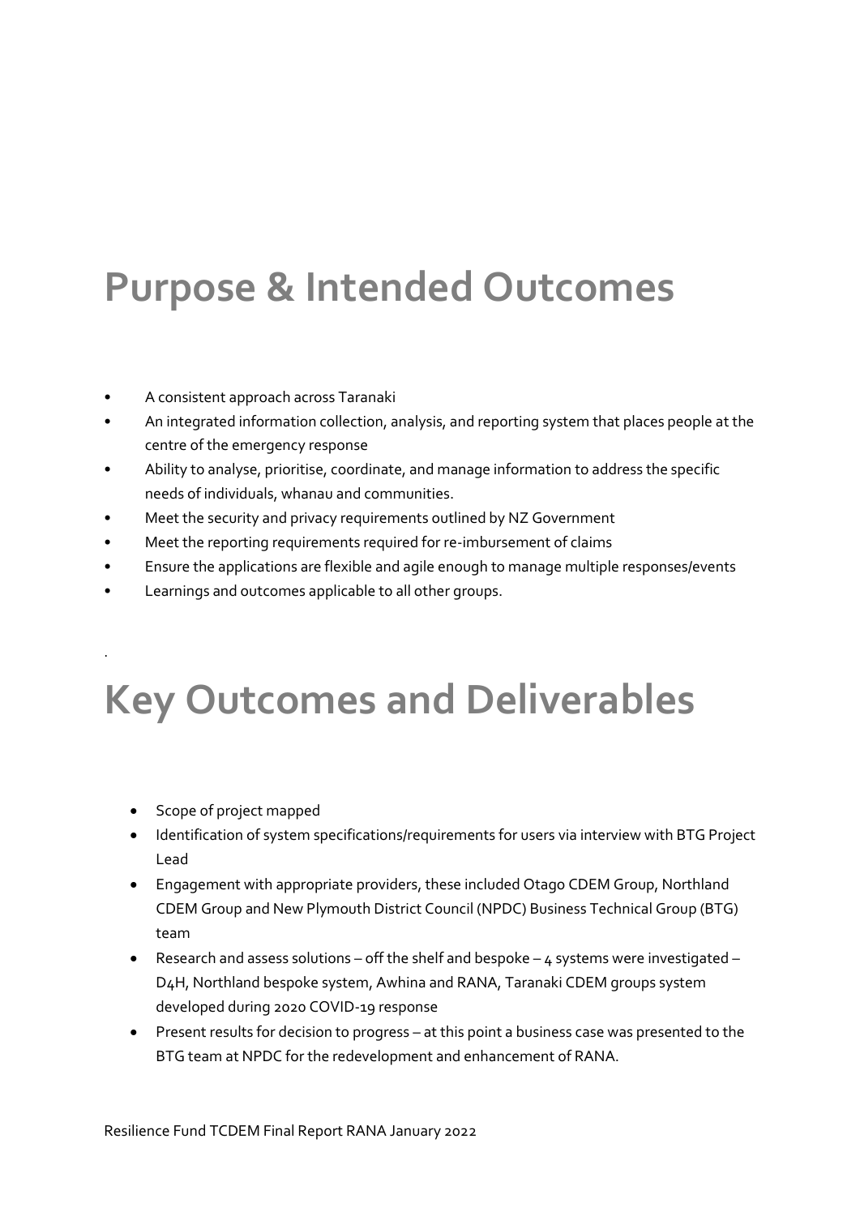# Purpose & Intended Outcomes

- A consistent approach across Taranaki
- An integrated information collection, analysis, and reporting system that places people at the centre of the emergency response
- Ability to analyse, prioritise, coordinate, and manage information to address the specific needs of individuals, whanau and communities.
- Meet the security and privacy requirements outlined by NZ Government
- Meet the reporting requirements required for re-imbursement of claims
- Ensure the applications are flexible and agile enough to manage multiple responses/events
- Learnings and outcomes applicable to all other groups.

.

# Key Outcomes and Deliverables

- Scope of project mapped
- Identification of system specifications/requirements for users via interview with BTG Project Lead
- Engagement with appropriate providers, these included Otago CDEM Group, Northland CDEM Group and New Plymouth District Council (NPDC) Business Technical Group (BTG) team
- Research and assess solutions – off the shelf and bespoke – 4 systems were investigated – D4H, Northland bespoke system, Awhina and RANA, Taranaki CDEM groups system developed during 2020 COVID-19 response
- Present results for decision to progress – at this point a business case was presented to the BTG team at NPDC for the redevelopment and enhancement of RANA.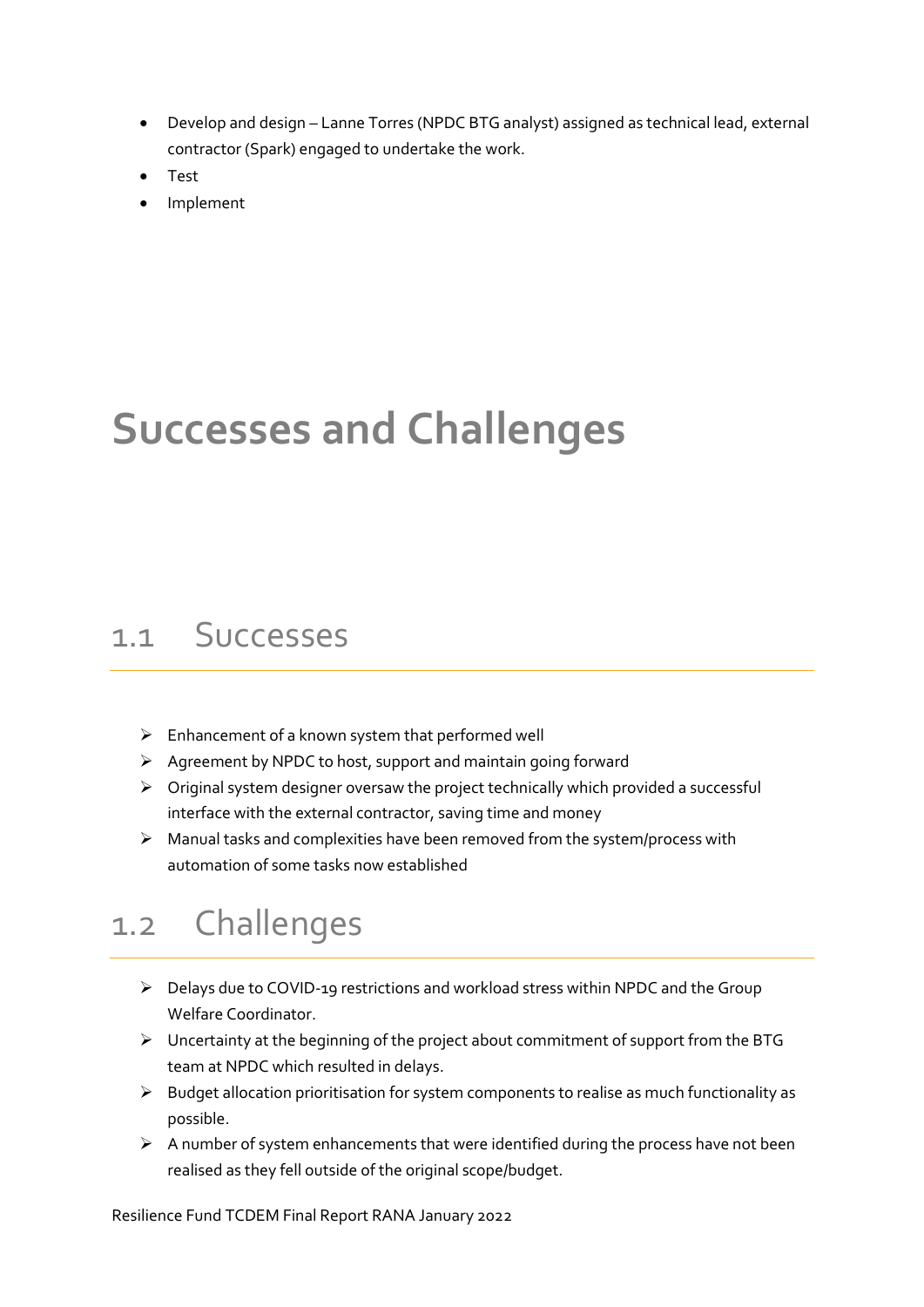- Develop and design – Lanne Torres (NPDC BTG analyst) assigned as technical lead, external contractor (Spark) engaged to undertake the work.
- Test
- Implement

# Successes and Challenges

## 1.1 Successes

- Enhancement of a known system that performed well
- Agreement by NPDC to host, support and maintain going forward
- Original system designer oversaw the project technically which provided a successful interface with the external contractor, saving time and money
- Manual tasks and complexities have been removed from the system/process with automation of some tasks now established

## 1.2 Challenges

- Delays due to COVID-19 restrictions and workload stress within NPDC and the Group Welfare Coordinator.
- Uncertainty at the beginning of the project about commitment of support from the BTG team at NPDC which resulted in delays.
- Budget allocation prioritisation for system components to realise as much functionality as possible.
- A number of system enhancements that were identified during the process have not been realised as they fell outside of the original scope/budget.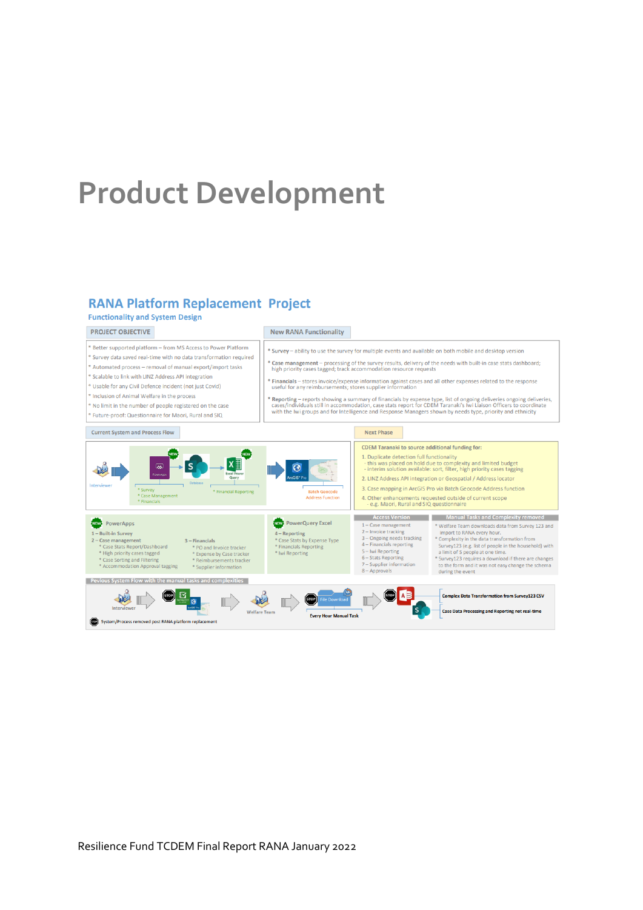# Product Development

## RANA Platform Replacement Project

### Functionality and System Design

**PROJECT OBJECTIVE**

- Better supported platform – from MS Access to Power Platform
- Survey data saved real-time with no data transformation required
- Automated process – removal of manual export/import tasks
- Scalable to link with LINZ Address API integration
- Usable for any Civil Defence incident (not just Covid)
- Inclusion of Animal Welfare in the process
- No limit in the number of people registered on the case
- Future-proof: Questionnaire for Maori, Rural and SIQ

**New RANA Functionality**

- **Survey** – ability to use the survey for multiple events and available on both mobile and desktop version
- **Case management** – processing of the survey results, delivery of the needs with built-in case stats dashboard; high priority cases tagged; track accommodation resource requests
- **Financials** – stores invoice/expense information against cases and all other expenses related to the response useful for any reimbursements; stores supplier information
- **Reporting** – reports showing a summary of financials by expense type, list of ongoing deliveries ongoing deliveries, cases/individuals still in accommodation, case stats report for CDEM Taranaki's Iwi Liaison Officers to coordinate with the Iwi groups and for Intelligence and Response Managers shown by needs type, priority and ethnicity

**Current System and Process Flow**

Interviewer → PowerApps (NEW) → Database → Excel Power Query (NEW) → ArcGIS Pro

- Survey
- Case Management
- Financials
- Financial Reporting

Batch Geocode Address Function

**Next Phase**

CDEM Taranaki to source additional funding for:

1. Duplicate detection full functionality
   - this was placed on hold due to complexity and limited budget
   - interim solution available: sort, filter, high priority cases tagging
2. LINZ Address API integration or Geospatial / Address locator
3. Case mapping in ArcGIS Pro via Batch Geocode Address function
4. Other enhancements requested outside of current scope
   - e.g. Maori, Rural and SIQ questionnaire

**PowerApps (NEW)**

1 – Built-in Survey

2 – Case management
- Case Stats Report/Dashboard
- High priority cases tagged
- Case Sorting and Filtering
- Accommodation Approval tagging

3 – Financials
- PO and Invoice tracker
- Expense by Case tracker
- Reimbursements tracker
- Supplier information

**PowerQuery Excel (NEW)**

4 – Reporting
- Case Stats by Expense Type
- Financials Reporting
- Iwi Reporting

**Access Version**

1 – Case management
2 – Invoice tracking
3 – Ongoing needs tracking
4 – Financials reporting
5 – Iwi Reporting
6 – Stats Reporting
7 – Supplier information
8 – Approvals

**Manual Tasks and Complexity removed**

- Welfare Team downloads data from Survey 123 and import to RANA every hour.
- Complexity in the data transformation from Survey123 (e.g. list of people in the household) with a limit of 5 people at one time.
- Survey123 requires a download if there are changes to the form and it was not easy change the schema during the event

**Pevious System Flow with the manual tasks and complexities**

Interviewer → (STOP) Survey123 / ArcGIS Pro → Welfare Team → (STOP) File Download — Every Hour Manual Task → (STOP) Access / SharePoint

- Complex Data Transformation from Survey123 CSV
- Case Data Processing and Reporting not real-time

(STOP) System/Process removed post RANA platform replacement

Resilience Fund TCDEM Final Report RANA January 2022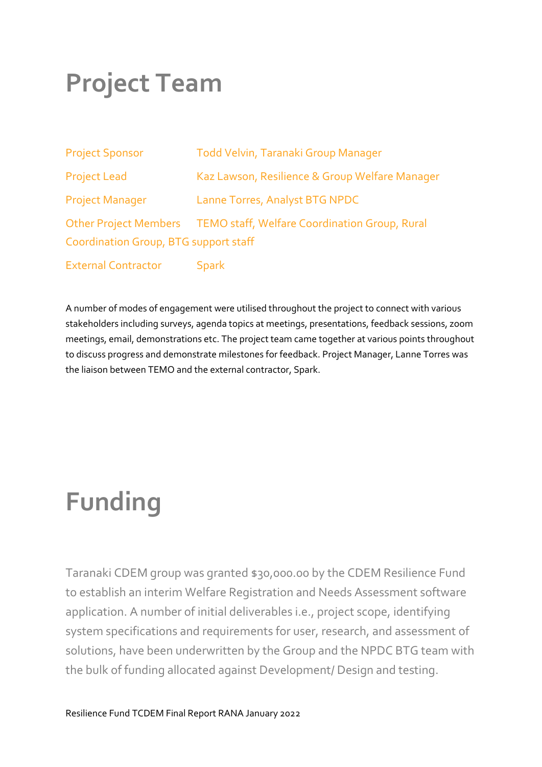# Project Team

| | |
|---|---|
| Project Sponsor | Todd Velvin, Taranaki Group Manager |
| Project Lead | Kaz Lawson, Resilience & Group Welfare Manager |
| Project Manager | Lanne Torres, Analyst BTG NPDC |
| Other Project Members | TEMO staff, Welfare Coordination Group, Rural Coordination Group, BTG support staff |
| External Contractor | Spark |

A number of modes of engagement were utilised throughout the project to connect with various stakeholders including surveys, agenda topics at meetings, presentations, feedback sessions, zoom meetings, email, demonstrations etc. The project team came together at various points throughout to discuss progress and demonstrate milestones for feedback. Project Manager, Lanne Torres was the liaison between TEMO and the external contractor, Spark.

# Funding

Taranaki CDEM group was granted $30,000.00 by the CDEM Resilience Fund to establish an interim Welfare Registration and Needs Assessment software application. A number of initial deliverables i.e., project scope, identifying system specifications and requirements for user, research, and assessment of solutions, have been underwritten by the Group and the NPDC BTG team with the bulk of funding allocated against Development/ Design and testing.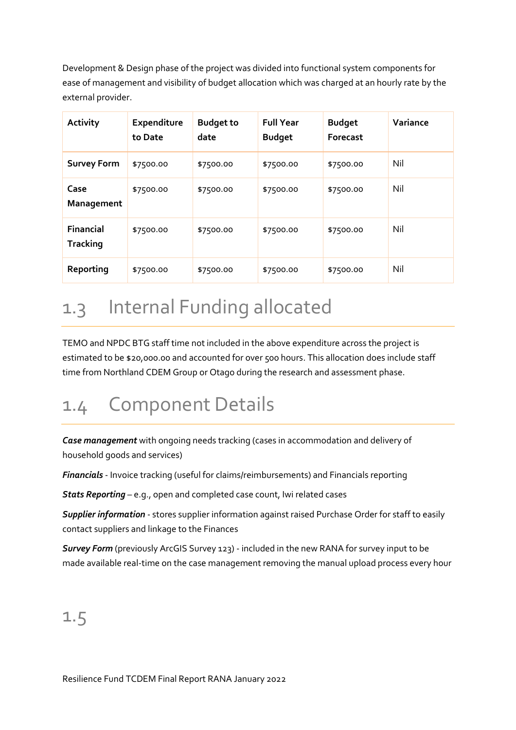Development & Design phase of the project was divided into functional system components for ease of management and visibility of budget allocation which was charged at an hourly rate by the external provider.

| Activity | Expenditure to Date | Budget to date | Full Year Budget | Budget Forecast | Variance |
|---|---|---|---|---|---|
| **Survey Form** | $7500.00 | $7500.00 | $7500.00 | $7500.00 | Nil |
| **Case Management** | $7500.00 | $7500.00 | $7500.00 | $7500.00 | Nil |
| **Financial Tracking** | $7500.00 | $7500.00 | $7500.00 | $7500.00 | Nil |
| **Reporting** | $7500.00 | $7500.00 | $7500.00 | $7500.00 | Nil |

## 1.3 Internal Funding allocated

TEMO and NPDC BTG staff time not included in the above expenditure across the project is estimated to be $20,000.00 and accounted for over 500 hours. This allocation does include staff time from Northland CDEM Group or Otago during the research and assessment phase.

## 1.4 Component Details

***Case management*** with ongoing needs tracking (cases in accommodation and delivery of household goods and services)

***Financials*** - Invoice tracking (useful for claims/reimbursements) and Financials reporting

***Stats Reporting*** – e.g., open and completed case count, Iwi related cases

***Supplier information*** - stores supplier information against raised Purchase Order for staff to easily contact suppliers and linkage to the Finances

***Survey Form*** (previously ArcGIS Survey 123) - included in the new RANA for survey input to be made available real-time on the case management removing the manual upload process every hour

## 1.5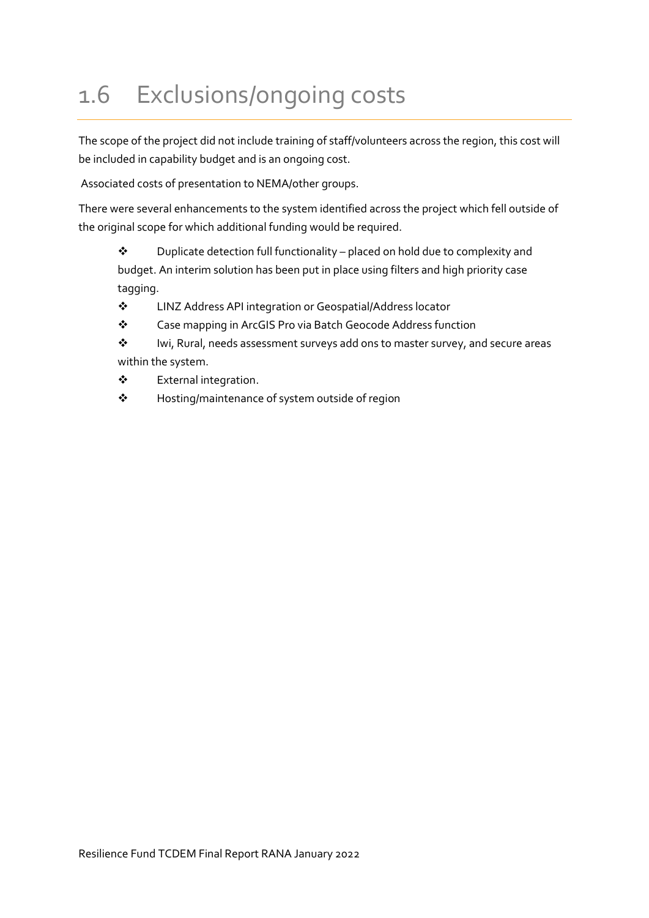## 1.6 Exclusions/ongoing costs

The scope of the project did not include training of staff/volunteers across the region, this cost will be included in capability budget and is an ongoing cost.

Associated costs of presentation to NEMA/other groups.

There were several enhancements to the system identified across the project which fell outside of the original scope for which additional funding would be required.

- Duplicate detection full functionality – placed on hold due to complexity and budget. An interim solution has been put in place using filters and high priority case tagging.
- LINZ Address API integration or Geospatial/Address locator
- Case mapping in ArcGIS Pro via Batch Geocode Address function
- Iwi, Rural, needs assessment surveys add ons to master survey, and secure areas within the system.
- External integration.
- Hosting/maintenance of system outside of region